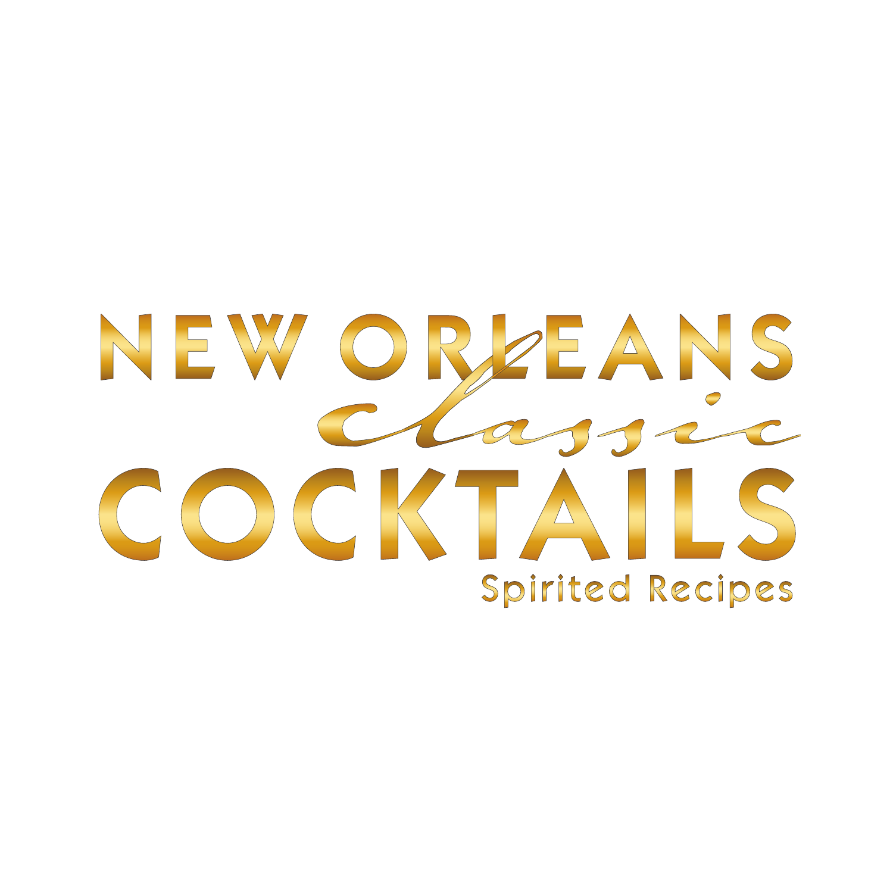# NEW ORLEANS *classic* COCKTAILS

Spirited Recipes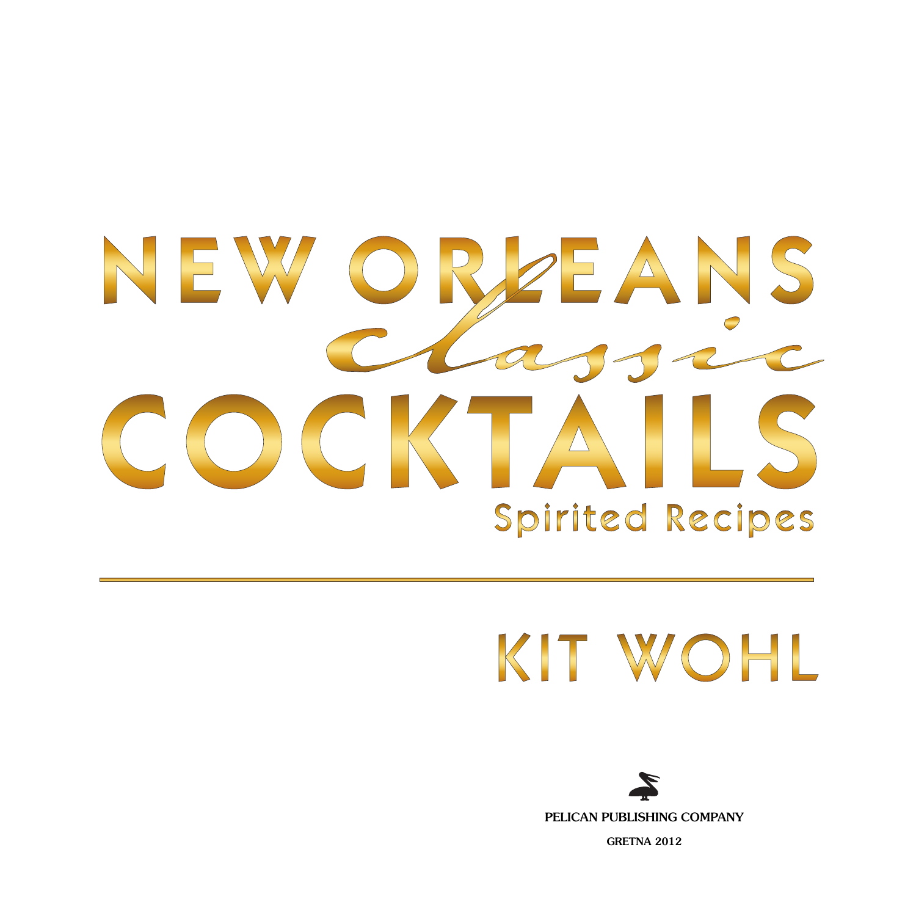# NEW ORLEANS *Classic* COCKTAILS

## Spirited Recipes

---

## KIT WOHL

PELICAN PUBLISHING COMPANY

GRETNA 2012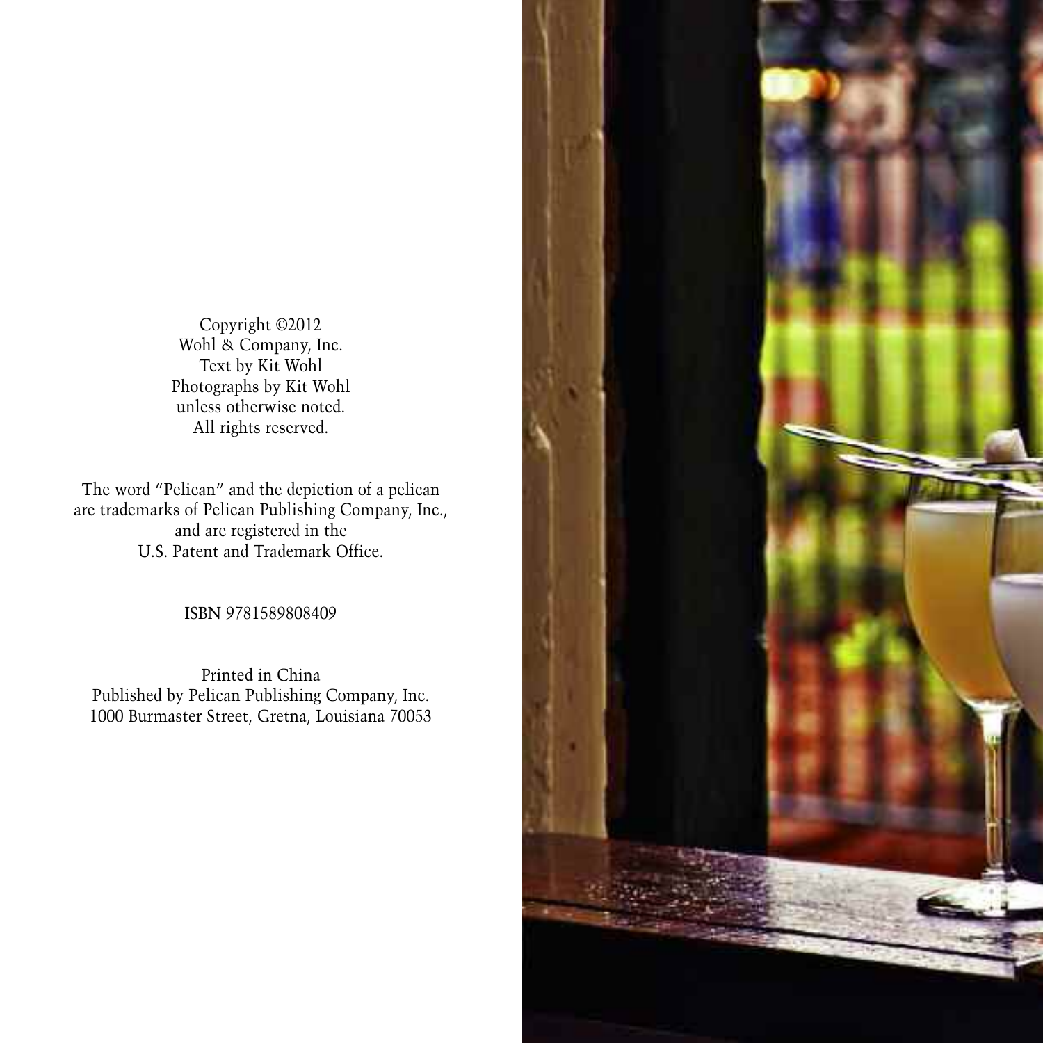Copyright ©2012
Wohl & Company, Inc.
Text by Kit Wohl
Photographs by Kit Wohl
unless otherwise noted.
All rights reserved.

The word "Pelican" and the depiction of a pelican
are trademarks of Pelican Publishing Company, Inc.,
and are registered in the
U.S. Patent and Trademark Office.

ISBN 9781589808409

Printed in China
Published by Pelican Publishing Company, Inc.
1000 Burmaster Street, Gretna, Louisiana 70053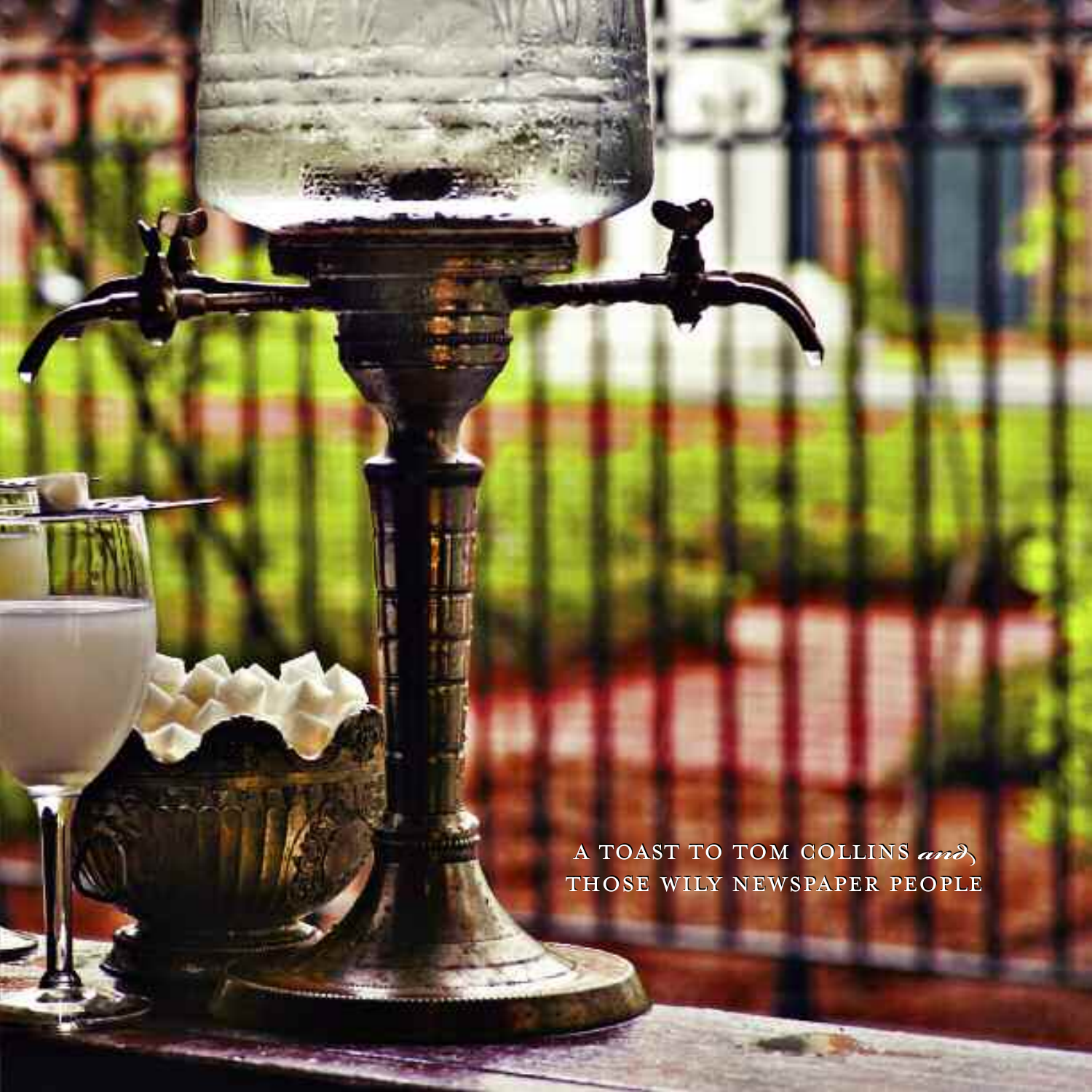A TOAST TO TOM COLLINS *and*
THOSE WILY NEWSPAPER PEOPLE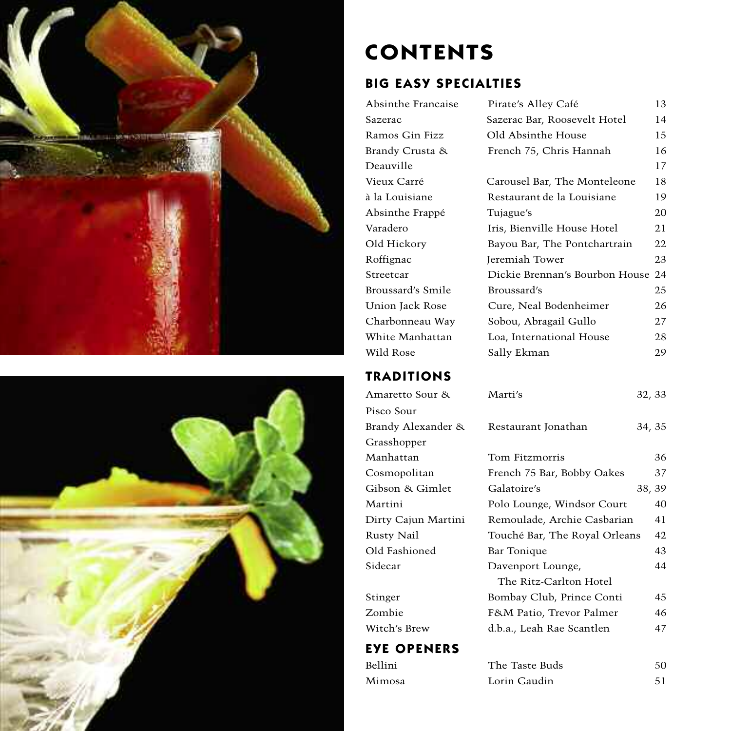# CONTENTS

## BIG EASY SPECIALTIES

| | | |
|---|---|---|
| Absinthe Francaise | Pirate's Alley Café | 13 |
| Sazerac | Sazerac Bar, Roosevelt Hotel | 14 |
| Ramos Gin Fizz | Old Absinthe House | 15 |
| Brandy Crusta & | French 75, Chris Hannah | 16 |
| Deauville | | 17 |
| Vieux Carré | Carousel Bar, The Monteleone | 18 |
| à la Louisiane | Restaurant de la Louisiane | 19 |
| Absinthe Frappé | Tujague's | 20 |
| Varadero | Iris, Bienville House Hotel | 21 |
| Old Hickory | Bayou Bar, The Pontchartrain | 22 |
| Roffignac | Jeremiah Tower | 23 |
| Streetcar | Dickie Brennan's Bourbon House | 24 |
| Broussard's Smile | Broussard's | 25 |
| Union Jack Rose | Cure, Neal Bodenheimer | 26 |
| Charbonneau Way | Sobou, Abragail Gullo | 27 |
| White Manhattan | Loa, International House | 28 |
| Wild Rose | Sally Ekman | 29 |

## TRADITIONS

| | | |
|---|---|---|
| Amaretto Sour & Pisco Sour | Marti's | 32, 33 |
| Brandy Alexander & Grasshopper | Restaurant Jonathan | 34, 35 |
| Manhattan | Tom Fitzmorris | 36 |
| Cosmopolitan | French 75 Bar, Bobby Oakes | 37 |
| Gibson & Gimlet | Galatoire's | 38, 39 |
| Martini | Polo Lounge, Windsor Court | 40 |
| Dirty Cajun Martini | Remoulade, Archie Casbarian | 41 |
| Rusty Nail | Touché Bar, The Royal Orleans | 42 |
| Old Fashioned | Bar Tonique | 43 |
| Sidecar | Davenport Lounge, The Ritz-Carlton Hotel | 44 |
| Stinger | Bombay Club, Prince Conti | 45 |
| Zombie | F&M Patio, Trevor Palmer | 46 |
| Witch's Brew | d.b.a., Leah Rae Scantlen | 47 |

## EYE OPENERS

| | | |
|---|---|---|
| Bellini | The Taste Buds | 50 |
| Mimosa | Lorin Gaudin | 51 |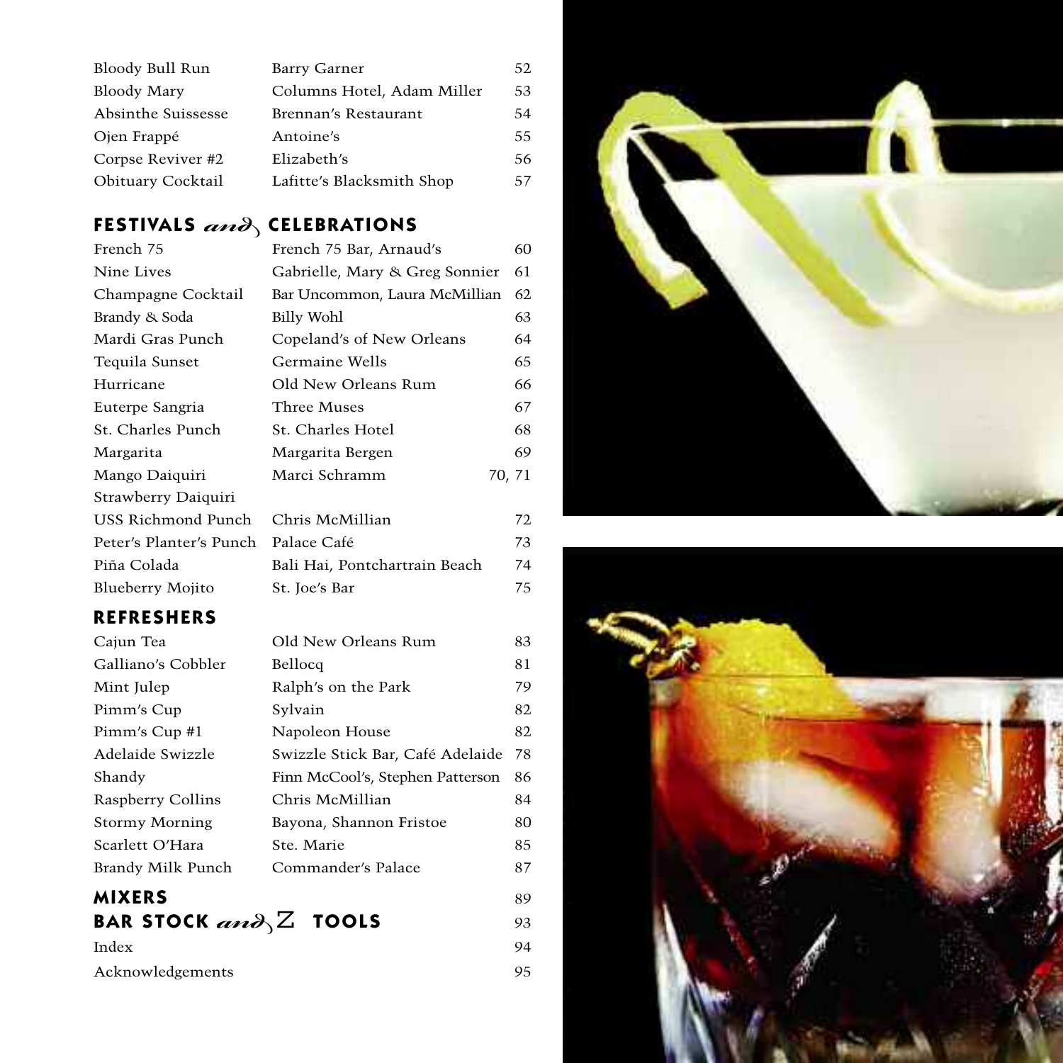| | | |
|---|---|---|
| Bloody Bull Run | Barry Garner | 52 |
| Bloody Mary | Columns Hotel, Adam Miller | 53 |
| Absinthe Suissesse | Brennan's Restaurant | 54 |
| Ojen Frappé | Antoine's | 55 |
| Corpse Reviver #2 | Elizabeth's | 56 |
| Obituary Cocktail | Lafitte's Blacksmith Shop | 57 |

## FESTIVALS *and* CELEBRATIONS

| | | |
|---|---|---|
| French 75 | French 75 Bar, Arnaud's | 60 |
| Nine Lives | Gabrielle, Mary & Greg Sonnier | 61 |
| Champagne Cocktail | Bar Uncommon, Laura McMillian | 62 |
| Brandy & Soda | Billy Wohl | 63 |
| Mardi Gras Punch | Copeland's of New Orleans | 64 |
| Tequila Sunset | Germaine Wells | 65 |
| Hurricane | Old New Orleans Rum | 66 |
| Euterpe Sangria | Three Muses | 67 |
| St. Charles Punch | St. Charles Hotel | 68 |
| Margarita | Margarita Bergen | 69 |
| Mango Daiquiri | Marci Schramm | 70, 71 |
| Strawberry Daiquiri | | |
| USS Richmond Punch | Chris McMillian | 72 |
| Peter's Planter's Punch | Palace Café | 73 |
| Piña Colada | Bali Hai, Pontchartrain Beach | 74 |
| Blueberry Mojito | St. Joe's Bar | 75 |

## REFRESHERS

| | | |
|---|---|---|
| Cajun Tea | Old New Orleans Rum | 83 |
| Galliano's Cobbler | Bellocq | 81 |
| Mint Julep | Ralph's on the Park | 79 |
| Pimm's Cup | Sylvain | 82 |
| Pimm's Cup #1 | Napoleon House | 82 |
| Adelaide Swizzle | Swizzle Stick Bar, Café Adelaide | 78 |
| Shandy | Finn McCool's, Stephen Patterson | 86 |
| Raspberry Collins | Chris McMillian | 84 |
| Stormy Morning | Bayona, Shannon Fristoe | 80 |
| Scarlett O'Hara | Ste. Marie | 85 |
| Brandy Milk Punch | Commander's Palace | 87 |

## MIXERS 89

## BAR STOCK *and* TOOLS 93

Index 94

Acknowledgements 95